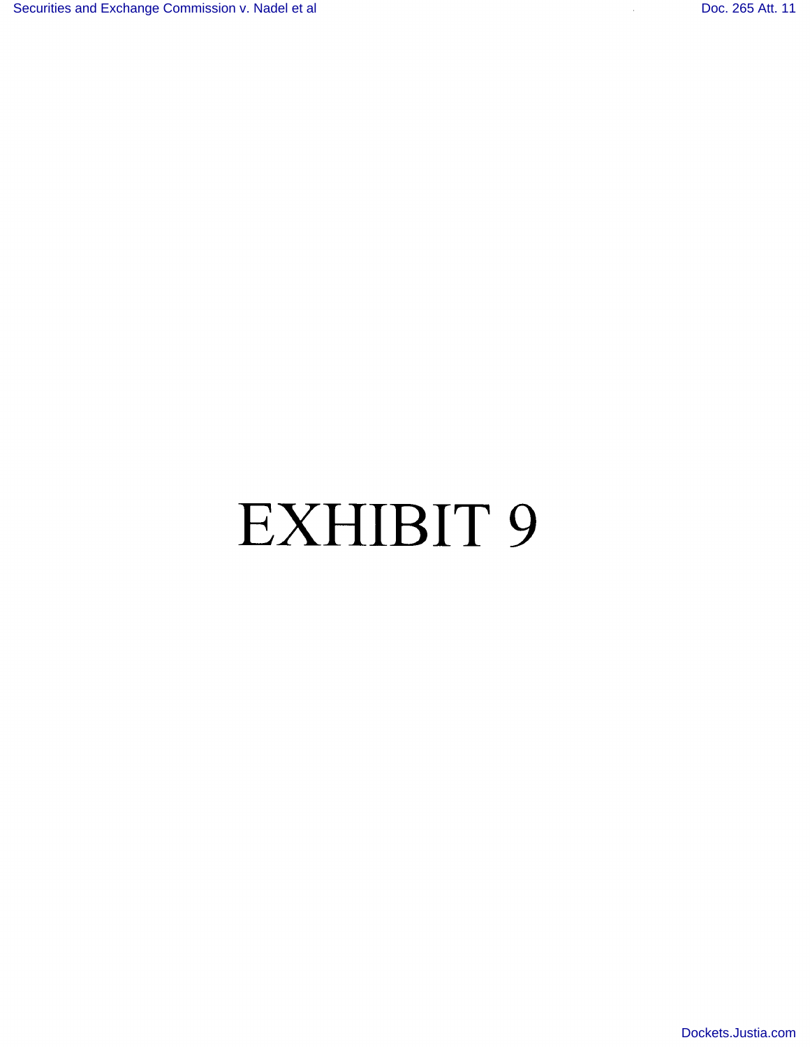# EXHIBIT 9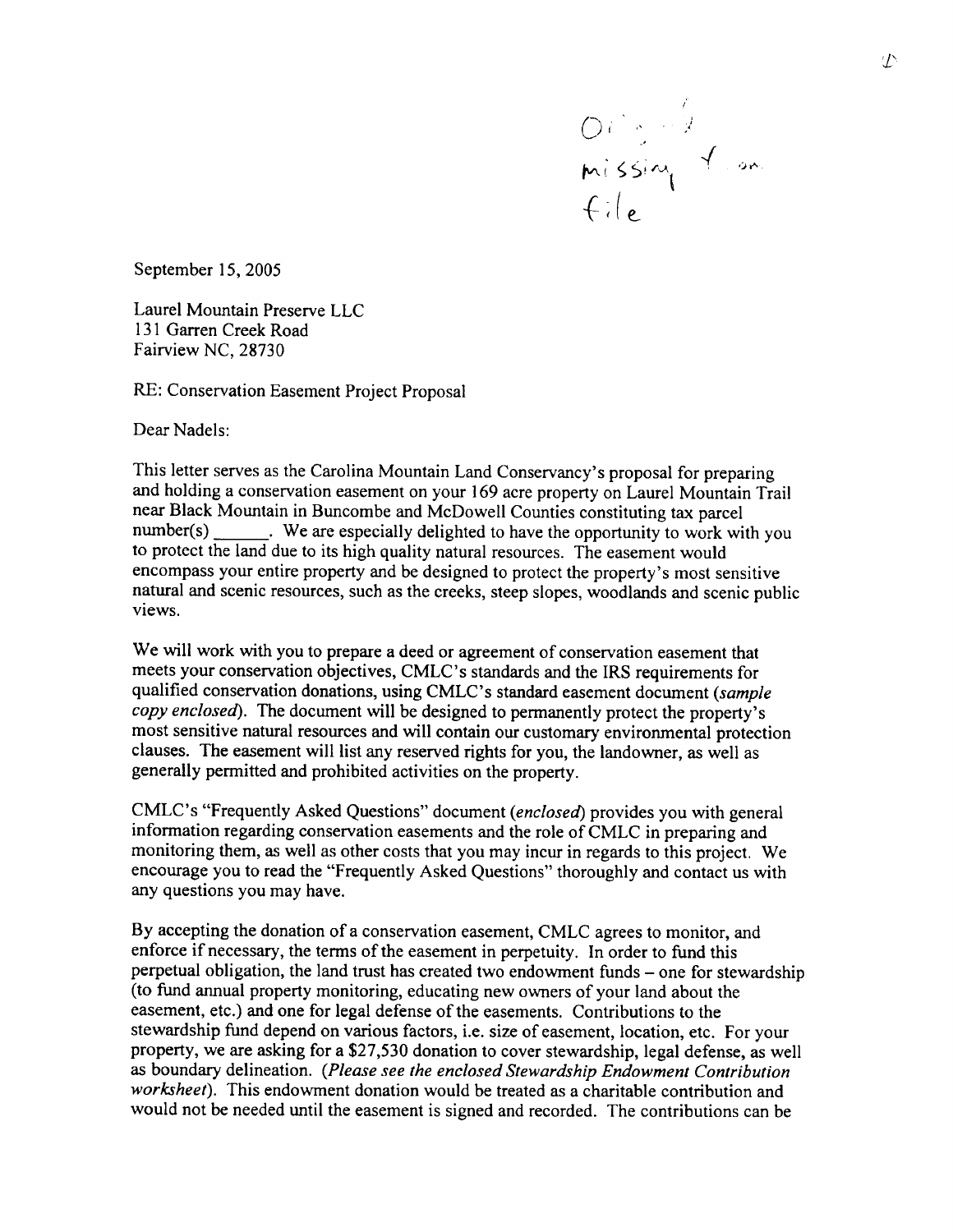Original missing from file

September 15, 2005

Laurel Mountain Preserve LLC
131 Garren Creek Road
Fairview NC, 28730

RE: Conservation Easement Project Proposal

Dear Nadels:

This letter serves as the Carolina Mountain Land Conservancy's proposal for preparing and holding a conservation easement on your 169 acre property on Laurel Mountain Trail near Black Mountain in Buncombe and McDowell Counties constituting tax parcel number(s) ______. We are especially delighted to have the opportunity to work with you to protect the land due to its high quality natural resources. The easement would encompass your entire property and be designed to protect the property's most sensitive natural and scenic resources, such as the creeks, steep slopes, woodlands and scenic public views.

We will work with you to prepare a deed or agreement of conservation easement that meets your conservation objectives, CMLC's standards and the IRS requirements for qualified conservation donations, using CMLC's standard easement document (*sample copy enclosed*). The document will be designed to permanently protect the property's most sensitive natural resources and will contain our customary environmental protection clauses. The easement will list any reserved rights for you, the landowner, as well as generally permitted and prohibited activities on the property.

CMLC's "Frequently Asked Questions" document (*enclosed*) provides you with general information regarding conservation easements and the role of CMLC in preparing and monitoring them, as well as other costs that you may incur in regards to this project. We encourage you to read the "Frequently Asked Questions" thoroughly and contact us with any questions you may have.

By accepting the donation of a conservation easement, CMLC agrees to monitor, and enforce if necessary, the terms of the easement in perpetuity. In order to fund this perpetual obligation, the land trust has created two endowment funds – one for stewardship (to fund annual property monitoring, educating new owners of your land about the easement, etc.) and one for legal defense of the easements. Contributions to the stewardship fund depend on various factors, i.e. size of easement, location, etc. For your property, we are asking for a $27,530 donation to cover stewardship, legal defense, as well as boundary delineation. (*Please see the enclosed Stewardship Endowment Contribution worksheet*). This endowment donation would be treated as a charitable contribution and would not be needed until the easement is signed and recorded. The contributions can be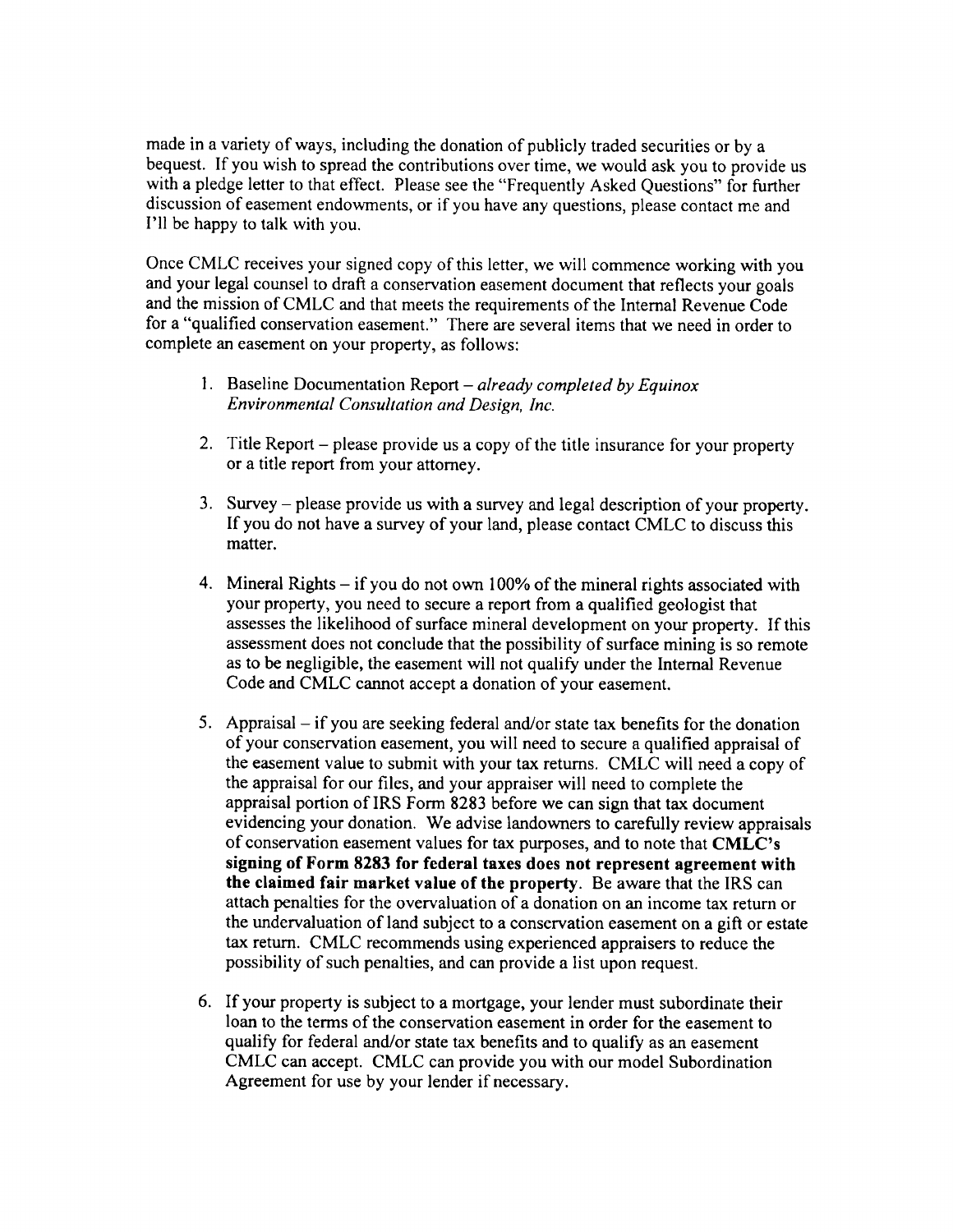made in a variety of ways, including the donation of publicly traded securities or by a bequest. If you wish to spread the contributions over time, we would ask you to provide us with a pledge letter to that effect. Please see the "Frequently Asked Questions" for further discussion of easement endowments, or if you have any questions, please contact me and I'll be happy to talk with you.

Once CMLC receives your signed copy of this letter, we will commence working with you and your legal counsel to draft a conservation easement document that reflects your goals and the mission of CMLC and that meets the requirements of the Internal Revenue Code for a "qualified conservation easement." There are several items that we need in order to complete an easement on your property, as follows:

1. Baseline Documentation Report – *already completed by Equinox Environmental Consultation and Design, Inc.*

2. Title Report – please provide us a copy of the title insurance for your property or a title report from your attorney.

3. Survey – please provide us with a survey and legal description of your property. If you do not have a survey of your land, please contact CMLC to discuss this matter.

4. Mineral Rights – if you do not own 100% of the mineral rights associated with your property, you need to secure a report from a qualified geologist that assesses the likelihood of surface mineral development on your property. If this assessment does not conclude that the possibility of surface mining is so remote as to be negligible, the easement will not qualify under the Internal Revenue Code and CMLC cannot accept a donation of your easement.

5. Appraisal – if you are seeking federal and/or state tax benefits for the donation of your conservation easement, you will need to secure a qualified appraisal of the easement value to submit with your tax returns. CMLC will need a copy of the appraisal for our files, and your appraiser will need to complete the appraisal portion of IRS Form 8283 before we can sign that tax document evidencing your donation. We advise landowners to carefully review appraisals of conservation easement values for tax purposes, and to note that **CMLC's signing of Form 8283 for federal taxes does not represent agreement with the claimed fair market value of the property**. Be aware that the IRS can attach penalties for the overvaluation of a donation on an income tax return or the undervaluation of land subject to a conservation easement on a gift or estate tax return. CMLC recommends using experienced appraisers to reduce the possibility of such penalties, and can provide a list upon request.

6. If your property is subject to a mortgage, your lender must subordinate their loan to the terms of the conservation easement in order for the easement to qualify for federal and/or state tax benefits and to qualify as an easement CMLC can accept. CMLC can provide you with our model Subordination Agreement for use by your lender if necessary.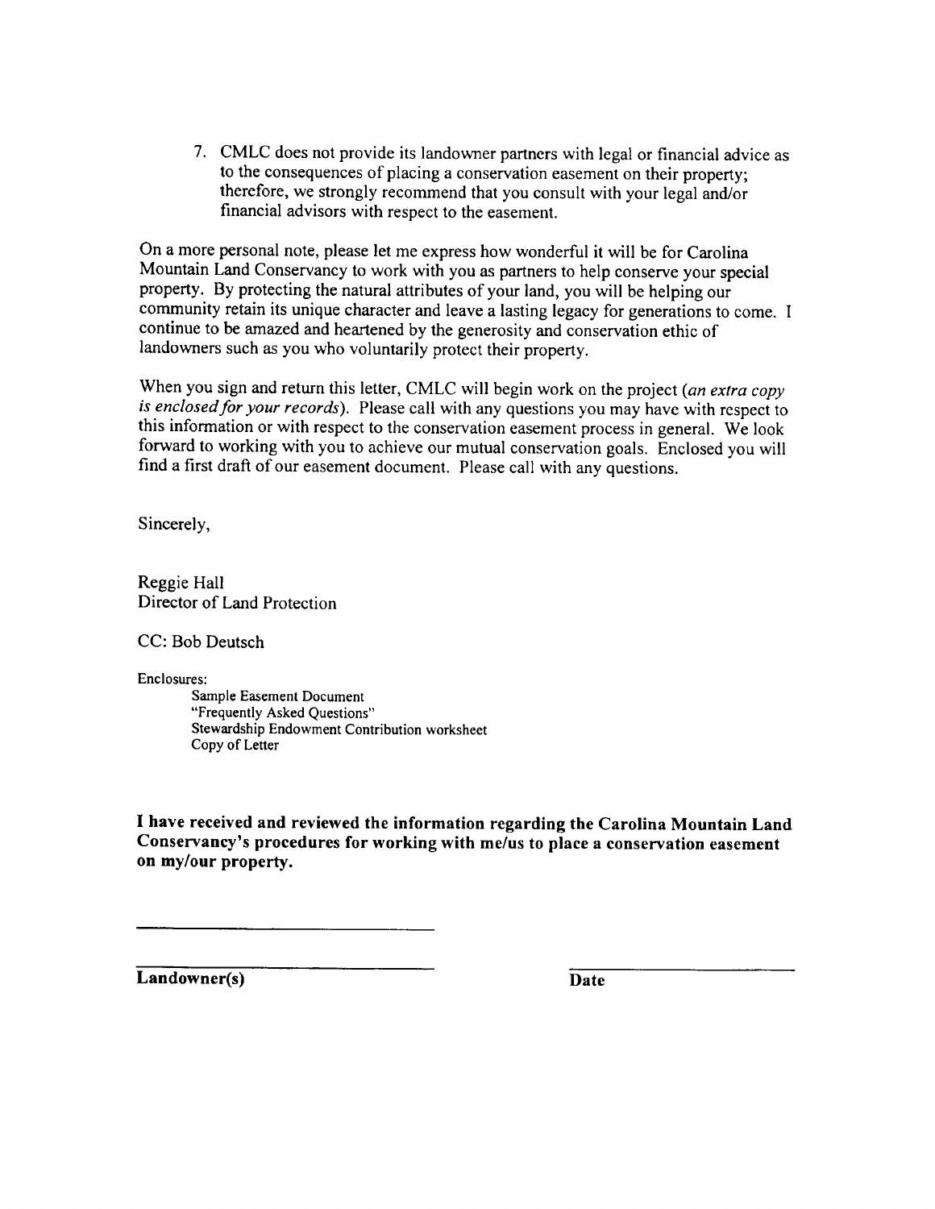7. CMLC does not provide its landowner partners with legal or financial advice as to the consequences of placing a conservation easement on their property; therefore, we strongly recommend that you consult with your legal and/or financial advisors with respect to the easement.

On a more personal note, please let me express how wonderful it will be for Carolina Mountain Land Conservancy to work with you as partners to help conserve your special property. By protecting the natural attributes of your land, you will be helping our community retain its unique character and leave a lasting legacy for generations to come. I continue to be amazed and heartened by the generosity and conservation ethic of landowners such as you who voluntarily protect their property.

When you sign and return this letter, CMLC will begin work on the project (*an extra copy is enclosed for your records*). Please call with any questions you may have with respect to this information or with respect to the conservation easement process in general. We look forward to working with you to achieve our mutual conservation goals. Enclosed you will find a first draft of our easement document. Please call with any questions.

Sincerely,

Reggie Hall
Director of Land Protection

CC: Bob Deutsch

Enclosures:

- Sample Easement Document
- "Frequently Asked Questions"
- Stewardship Endowment Contribution worksheet
- Copy of Letter

**I have received and reviewed the information regarding the Carolina Mountain Land Conservancy's procedures for working with me/us to place a conservation easement on my/our property.**

______________________________

______________________________ ______________________
**Landowner(s)** **Date**